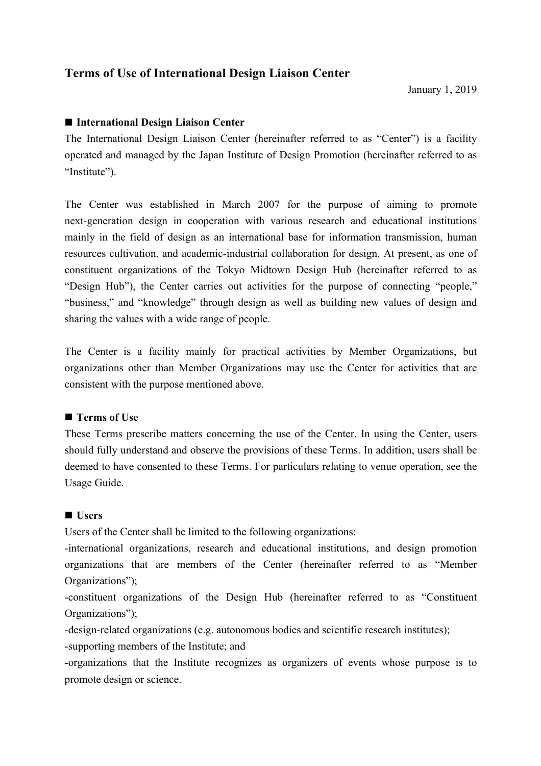# Terms of Use of International Design Liaison Center

January 1, 2019

## ■ International Design Liaison Center

The International Design Liaison Center (hereinafter referred to as "Center") is a facility operated and managed by the Japan Institute of Design Promotion (hereinafter referred to as "Institute").

The Center was established in March 2007 for the purpose of aiming to promote next-generation design in cooperation with various research and educational institutions mainly in the field of design as an international base for information transmission, human resources cultivation, and academic-industrial collaboration for design. At present, as one of constituent organizations of the Tokyo Midtown Design Hub (hereinafter referred to as "Design Hub"), the Center carries out activities for the purpose of connecting "people," "business," and "knowledge" through design as well as building new values of design and sharing the values with a wide range of people.

The Center is a facility mainly for practical activities by Member Organizations, but organizations other than Member Organizations may use the Center for activities that are consistent with the purpose mentioned above.

## ■ Terms of Use

These Terms prescribe matters concerning the use of the Center. In using the Center, users should fully understand and observe the provisions of these Terms. In addition, users shall be deemed to have consented to these Terms. For particulars relating to venue operation, see the Usage Guide.

## ■ Users

Users of the Center shall be limited to the following organizations:

- international organizations, research and educational institutions, and design promotion organizations that are members of the Center (hereinafter referred to as "Member Organizations");
- constituent organizations of the Design Hub (hereinafter referred to as "Constituent Organizations");
- design-related organizations (e.g. autonomous bodies and scientific research institutes);
- supporting members of the Institute; and
- organizations that the Institute recognizes as organizers of events whose purpose is to promote design or science.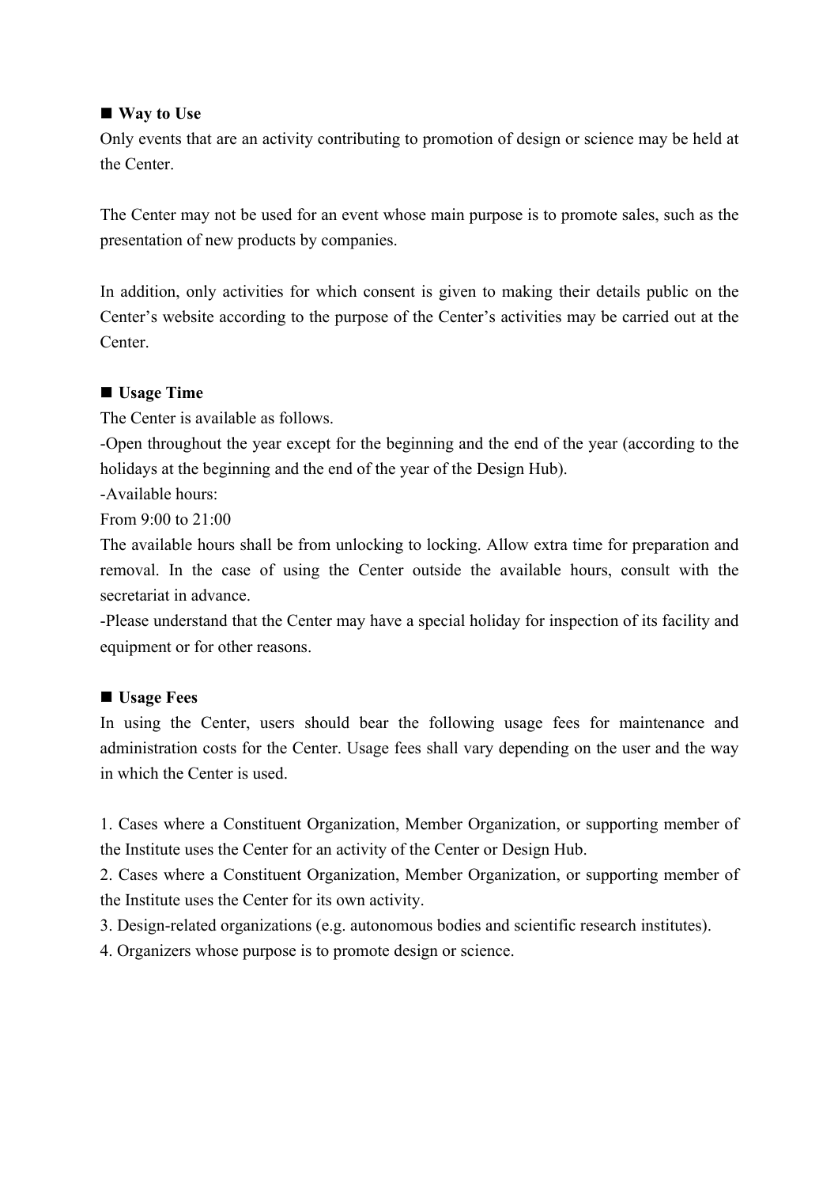## ■ Way to Use

Only events that are an activity contributing to promotion of design or science may be held at the Center.

The Center may not be used for an event whose main purpose is to promote sales, such as the presentation of new products by companies.

In addition, only activities for which consent is given to making their details public on the Center's website according to the purpose of the Center's activities may be carried out at the Center.

## ■ Usage Time

The Center is available as follows.

-Open throughout the year except for the beginning and the end of the year (according to the holidays at the beginning and the end of the year of the Design Hub).

-Available hours:

From 9:00 to 21:00

The available hours shall be from unlocking to locking. Allow extra time for preparation and removal. In the case of using the Center outside the available hours, consult with the secretariat in advance.

-Please understand that the Center may have a special holiday for inspection of its facility and equipment or for other reasons.

## ■ Usage Fees

In using the Center, users should bear the following usage fees for maintenance and administration costs for the Center. Usage fees shall vary depending on the user and the way in which the Center is used.

1. Cases where a Constituent Organization, Member Organization, or supporting member of the Institute uses the Center for an activity of the Center or Design Hub.
2. Cases where a Constituent Organization, Member Organization, or supporting member of the Institute uses the Center for its own activity.
3. Design-related organizations (e.g. autonomous bodies and scientific research institutes).
4. Organizers whose purpose is to promote design or science.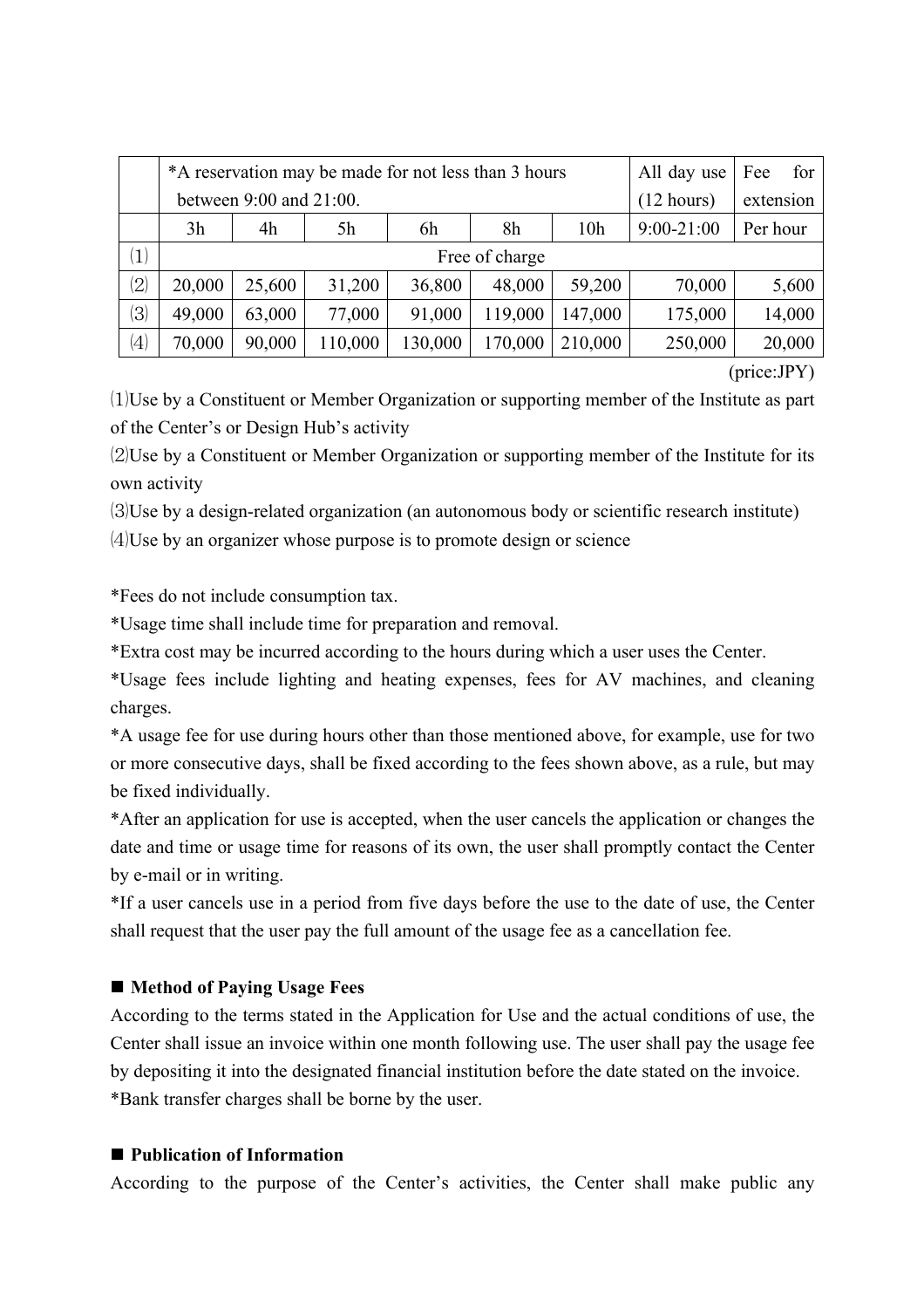| | *A reservation may be made for not less than 3 hours between 9:00 and 21:00. | | | | | | All day use (12 hours) | Fee for extension |
|---|---|---|---|---|---|---|---|---|
| | 3h | 4h | 5h | 6h | 8h | 10h | 9:00-21:00 | Per hour |
| ⑴ | Free of charge | | | | | | | |
| ⑵ | 20,000 | 25,600 | 31,200 | 36,800 | 48,000 | 59,200 | 70,000 | 5,600 |
| ⑶ | 49,000 | 63,000 | 77,000 | 91,000 | 119,000 | 147,000 | 175,000 | 14,000 |
| ⑷ | 70,000 | 90,000 | 110,000 | 130,000 | 170,000 | 210,000 | 250,000 | 20,000 |

(price:JPY)

⑴Use by a Constituent or Member Organization or supporting member of the Institute as part of the Center's or Design Hub's activity

⑵Use by a Constituent or Member Organization or supporting member of the Institute for its own activity

⑶Use by a design-related organization (an autonomous body or scientific research institute)

⑷Use by an organizer whose purpose is to promote design or science

*Fees do not include consumption tax.

*Usage time shall include time for preparation and removal.

*Extra cost may be incurred according to the hours during which a user uses the Center.

*Usage fees include lighting and heating expenses, fees for AV machines, and cleaning charges.

*A usage fee for use during hours other than those mentioned above, for example, use for two or more consecutive days, shall be fixed according to the fees shown above, as a rule, but may be fixed individually.

*After an application for use is accepted, when the user cancels the application or changes the date and time or usage time for reasons of its own, the user shall promptly contact the Center by e-mail or in writing.

*If a user cancels use in a period from five days before the use to the date of use, the Center shall request that the user pay the full amount of the usage fee as a cancellation fee.

## ■ Method of Paying Usage Fees

According to the terms stated in the Application for Use and the actual conditions of use, the Center shall issue an invoice within one month following use. The user shall pay the usage fee by depositing it into the designated financial institution before the date stated on the invoice.

*Bank transfer charges shall be borne by the user.

## ■ Publication of Information

According to the purpose of the Center's activities, the Center shall make public any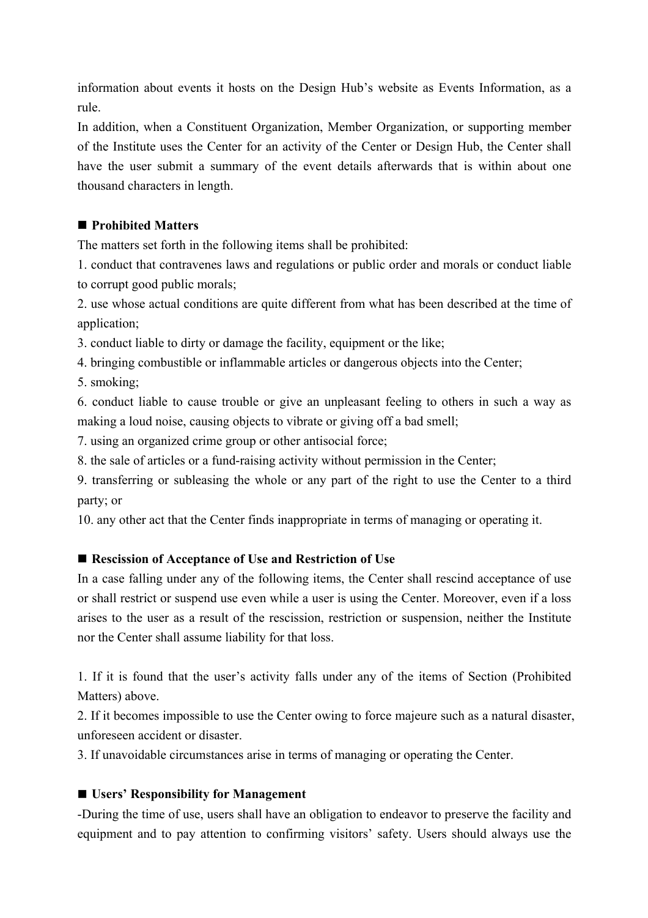information about events it hosts on the Design Hub's website as Events Information, as a rule.

In addition, when a Constituent Organization, Member Organization, or supporting member of the Institute uses the Center for an activity of the Center or Design Hub, the Center shall have the user submit a summary of the event details afterwards that is within about one thousand characters in length.

### ■ Prohibited Matters

The matters set forth in the following items shall be prohibited:

1. conduct that contravenes laws and regulations or public order and morals or conduct liable to corrupt good public morals;
2. use whose actual conditions are quite different from what has been described at the time of application;
3. conduct liable to dirty or damage the facility, equipment or the like;
4. bringing combustible or inflammable articles or dangerous objects into the Center;
5. smoking;
6. conduct liable to cause trouble or give an unpleasant feeling to others in such a way as making a loud noise, causing objects to vibrate or giving off a bad smell;
7. using an organized crime group or other antisocial force;
8. the sale of articles or a fund-raising activity without permission in the Center;
9. transferring or subleasing the whole or any part of the right to use the Center to a third party; or
10. any other act that the Center finds inappropriate in terms of managing or operating it.

### ■ Rescission of Acceptance of Use and Restriction of Use

In a case falling under any of the following items, the Center shall rescind acceptance of use or shall restrict or suspend use even while a user is using the Center. Moreover, even if a loss arises to the user as a result of the rescission, restriction or suspension, neither the Institute nor the Center shall assume liability for that loss.

1. If it is found that the user's activity falls under any of the items of Section (Prohibited Matters) above.
2. If it becomes impossible to use the Center owing to force majeure such as a natural disaster, unforeseen accident or disaster.
3. If unavoidable circumstances arise in terms of managing or operating the Center.

### ■ Users' Responsibility for Management

-During the time of use, users shall have an obligation to endeavor to preserve the facility and equipment and to pay attention to confirming visitors' safety. Users should always use the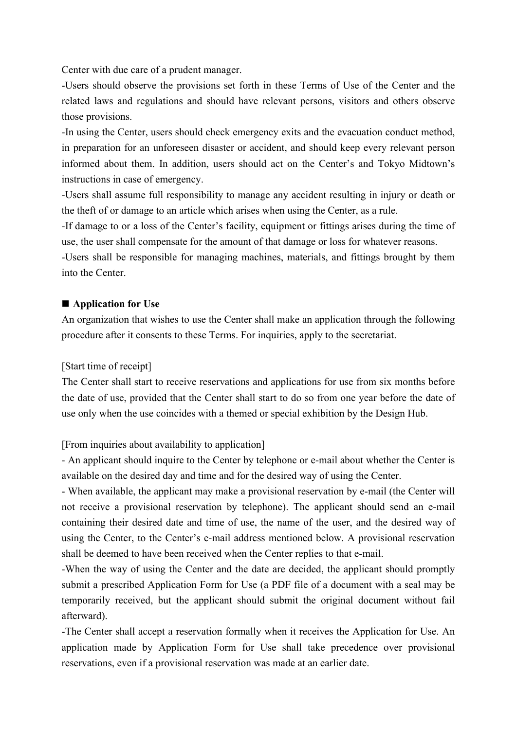Center with due care of a prudent manager.

-Users should observe the provisions set forth in these Terms of Use of the Center and the related laws and regulations and should have relevant persons, visitors and others observe those provisions.

-In using the Center, users should check emergency exits and the evacuation conduct method, in preparation for an unforeseen disaster or accident, and should keep every relevant person informed about them. In addition, users should act on the Center's and Tokyo Midtown's instructions in case of emergency.

-Users shall assume full responsibility to manage any accident resulting in injury or death or the theft of or damage to an article which arises when using the Center, as a rule.

-If damage to or a loss of the Center's facility, equipment or fittings arises during the time of use, the user shall compensate for the amount of that damage or loss for whatever reasons.

-Users shall be responsible for managing machines, materials, and fittings brought by them into the Center.

## ■ Application for Use

An organization that wishes to use the Center shall make an application through the following procedure after it consents to these Terms. For inquiries, apply to the secretariat.

[Start time of receipt]

The Center shall start to receive reservations and applications for use from six months before the date of use, provided that the Center shall start to do so from one year before the date of use only when the use coincides with a themed or special exhibition by the Design Hub.

[From inquiries about availability to application]

- An applicant should inquire to the Center by telephone or e-mail about whether the Center is available on the desired day and time and for the desired way of using the Center.

- When available, the applicant may make a provisional reservation by e-mail (the Center will not receive a provisional reservation by telephone). The applicant should send an e-mail containing their desired date and time of use, the name of the user, and the desired way of using the Center, to the Center's e-mail address mentioned below. A provisional reservation shall be deemed to have been received when the Center replies to that e-mail.

-When the way of using the Center and the date are decided, the applicant should promptly submit a prescribed Application Form for Use (a PDF file of a document with a seal may be temporarily received, but the applicant should submit the original document without fail afterward).

-The Center shall accept a reservation formally when it receives the Application for Use. An application made by Application Form for Use shall take precedence over provisional reservations, even if a provisional reservation was made at an earlier date.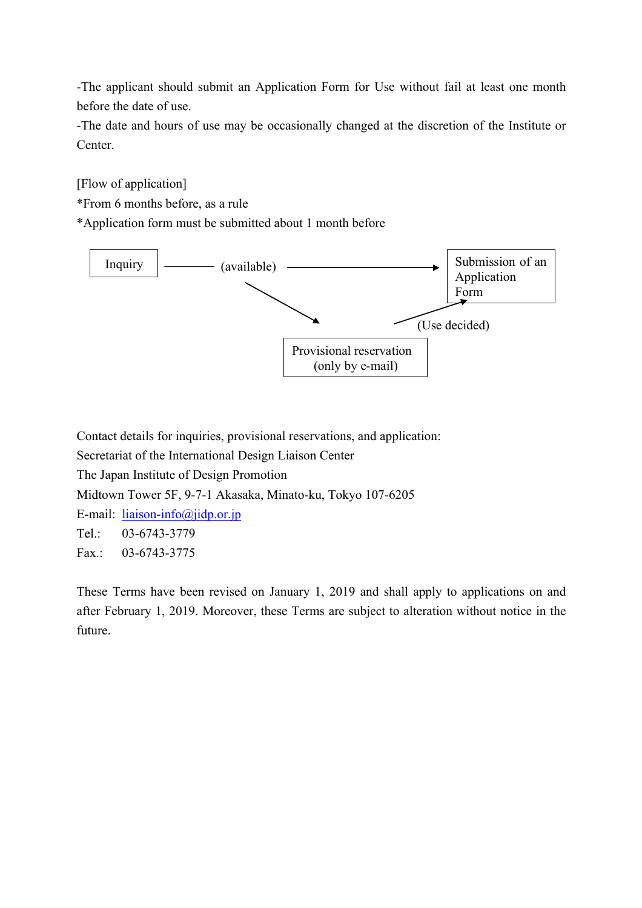-The applicant should submit an Application Form for Use without fail at least one month before the date of use.

-The date and hours of use may be occasionally changed at the discretion of the Institute or Center.

[Flow of application]

*From 6 months before, as a rule

*Application form must be submitted about 1 month before

Inquiry ——— (available) ——→ Submission of an Application Form

(available) → Provisional reservation (only by e-mail) → (Use decided) → Submission of an Application Form

Contact details for inquiries, provisional reservations, and application:

Secretariat of the International Design Liaison Center

The Japan Institute of Design Promotion

Midtown Tower 5F, 9-7-1 Akasaka, Minato-ku, Tokyo 107-6205

E-mail: liaison-info@jidp.or.jp

Tel.: 03-6743-3779

Fax.: 03-6743-3775

These Terms have been revised on January 1, 2019 and shall apply to applications on and after February 1, 2019. Moreover, these Terms are subject to alteration without notice in the future.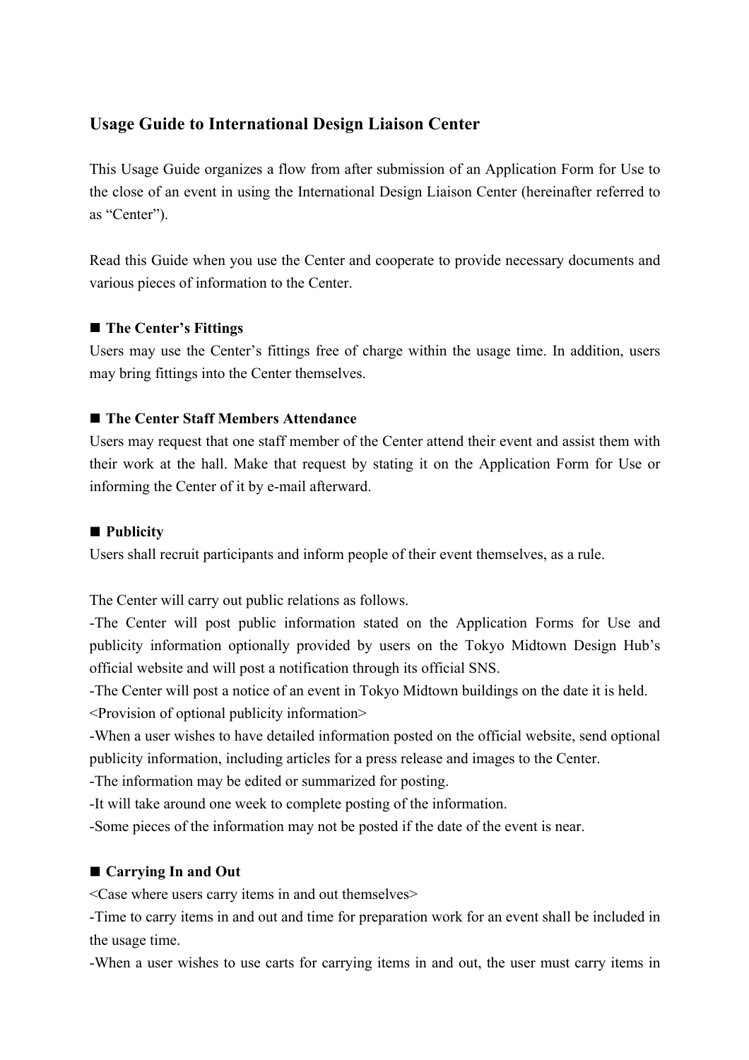## Usage Guide to International Design Liaison Center

This Usage Guide organizes a flow from after submission of an Application Form for Use to the close of an event in using the International Design Liaison Center (hereinafter referred to as "Center").

Read this Guide when you use the Center and cooperate to provide necessary documents and various pieces of information to the Center.

### ■ The Center's Fittings

Users may use the Center's fittings free of charge within the usage time. In addition, users may bring fittings into the Center themselves.

### ■ The Center Staff Members Attendance

Users may request that one staff member of the Center attend their event and assist them with their work at the hall. Make that request by stating it on the Application Form for Use or informing the Center of it by e-mail afterward.

### ■ Publicity

Users shall recruit participants and inform people of their event themselves, as a rule.

The Center will carry out public relations as follows.

-The Center will post public information stated on the Application Forms for Use and publicity information optionally provided by users on the Tokyo Midtown Design Hub's official website and will post a notification through its official SNS.

-The Center will post a notice of an event in Tokyo Midtown buildings on the date it is held.

<Provision of optional publicity information>

-When a user wishes to have detailed information posted on the official website, send optional publicity information, including articles for a press release and images to the Center.

-The information may be edited or summarized for posting.

-It will take around one week to complete posting of the information.

-Some pieces of the information may not be posted if the date of the event is near.

### ■ Carrying In and Out

<Case where users carry items in and out themselves>

-Time to carry items in and out and time for preparation work for an event shall be included in the usage time.

-When a user wishes to use carts for carrying items in and out, the user must carry items in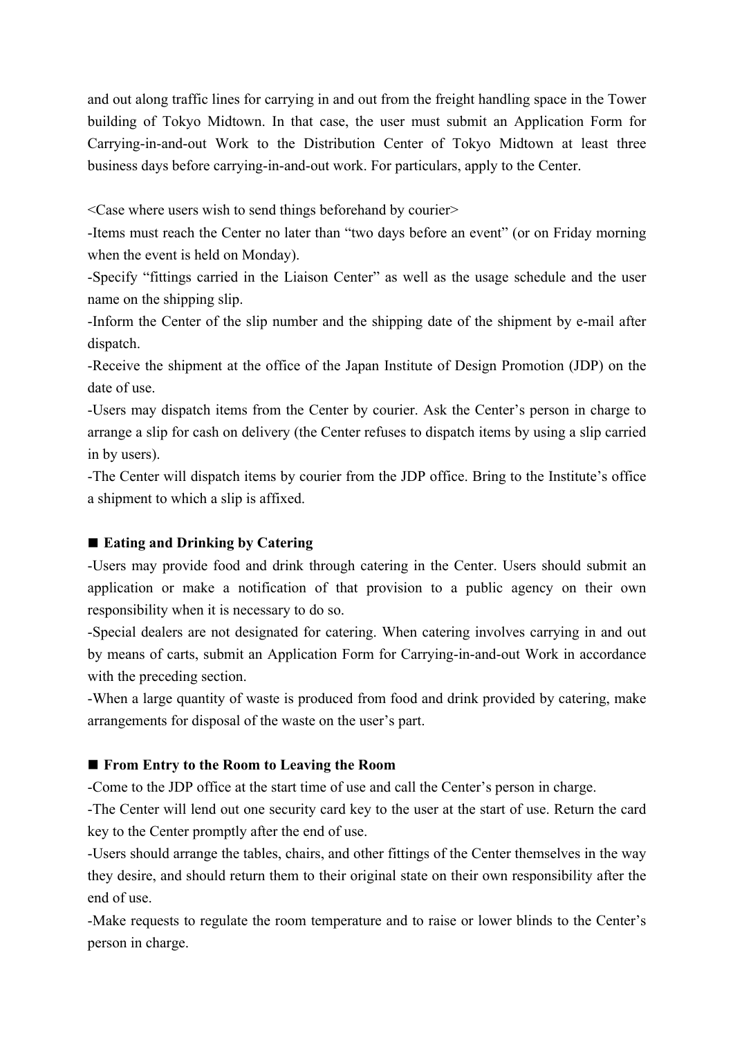and out along traffic lines for carrying in and out from the freight handling space in the Tower building of Tokyo Midtown. In that case, the user must submit an Application Form for Carrying-in-and-out Work to the Distribution Center of Tokyo Midtown at least three business days before carrying-in-and-out work. For particulars, apply to the Center.

<Case where users wish to send things beforehand by courier>

-Items must reach the Center no later than "two days before an event" (or on Friday morning when the event is held on Monday).

-Specify "fittings carried in the Liaison Center" as well as the usage schedule and the user name on the shipping slip.

-Inform the Center of the slip number and the shipping date of the shipment by e-mail after dispatch.

-Receive the shipment at the office of the Japan Institute of Design Promotion (JDP) on the date of use.

-Users may dispatch items from the Center by courier. Ask the Center's person in charge to arrange a slip for cash on delivery (the Center refuses to dispatch items by using a slip carried in by users).

-The Center will dispatch items by courier from the JDP office. Bring to the Institute's office a shipment to which a slip is affixed.

### ■ Eating and Drinking by Catering

-Users may provide food and drink through catering in the Center. Users should submit an application or make a notification of that provision to a public agency on their own responsibility when it is necessary to do so.

-Special dealers are not designated for catering. When catering involves carrying in and out by means of carts, submit an Application Form for Carrying-in-and-out Work in accordance with the preceding section.

-When a large quantity of waste is produced from food and drink provided by catering, make arrangements for disposal of the waste on the user's part.

### ■ From Entry to the Room to Leaving the Room

-Come to the JDP office at the start time of use and call the Center's person in charge.

-The Center will lend out one security card key to the user at the start of use. Return the card key to the Center promptly after the end of use.

-Users should arrange the tables, chairs, and other fittings of the Center themselves in the way they desire, and should return them to their original state on their own responsibility after the end of use.

-Make requests to regulate the room temperature and to raise or lower blinds to the Center's person in charge.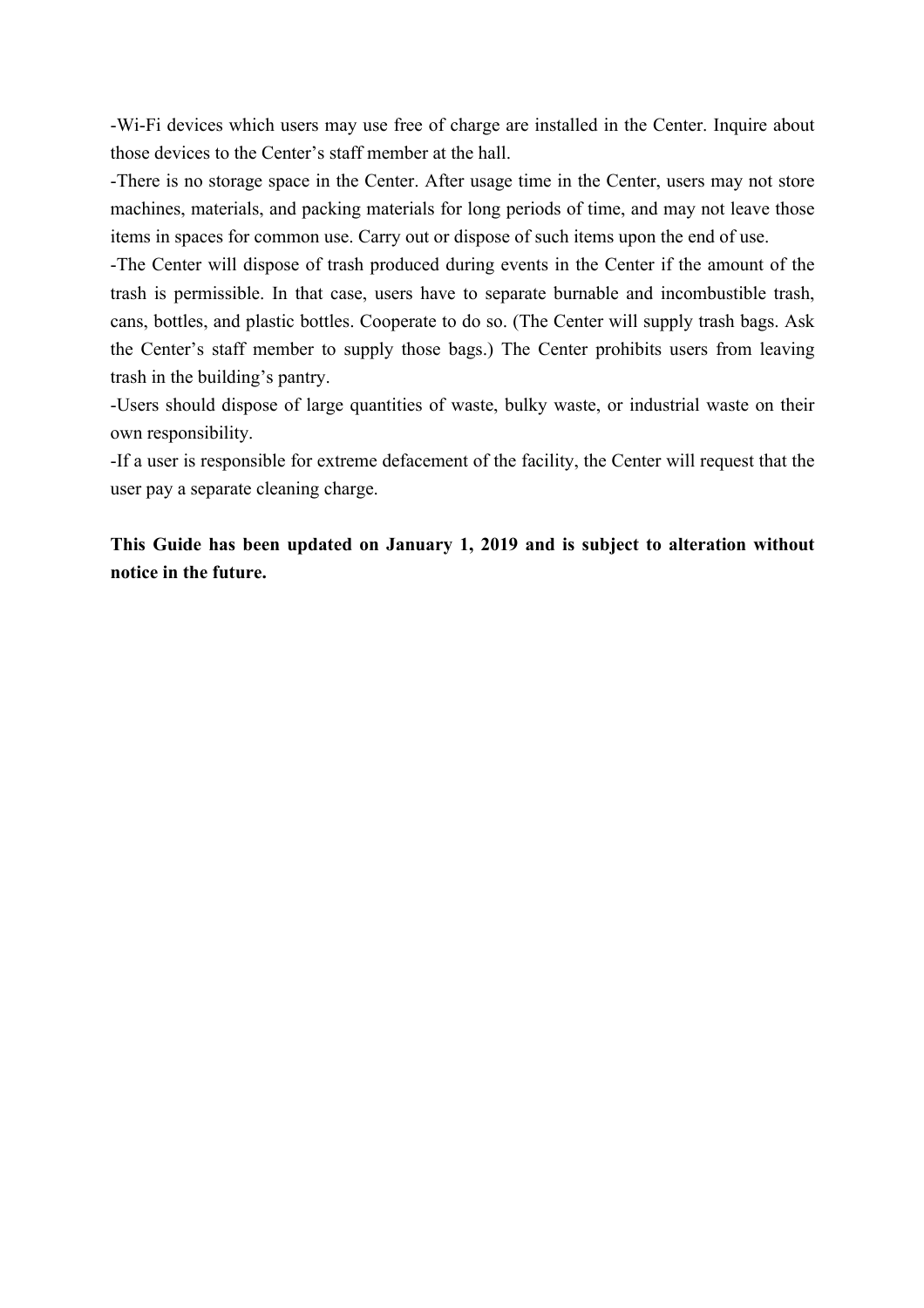-Wi-Fi devices which users may use free of charge are installed in the Center. Inquire about those devices to the Center's staff member at the hall.

-There is no storage space in the Center. After usage time in the Center, users may not store machines, materials, and packing materials for long periods of time, and may not leave those items in spaces for common use. Carry out or dispose of such items upon the end of use.

-The Center will dispose of trash produced during events in the Center if the amount of the trash is permissible. In that case, users have to separate burnable and incombustible trash, cans, bottles, and plastic bottles. Cooperate to do so. (The Center will supply trash bags. Ask the Center's staff member to supply those bags.) The Center prohibits users from leaving trash in the building's pantry.

-Users should dispose of large quantities of waste, bulky waste, or industrial waste on their own responsibility.

-If a user is responsible for extreme defacement of the facility, the Center will request that the user pay a separate cleaning charge.

**This Guide has been updated on January 1, 2019 and is subject to alteration without notice in the future.**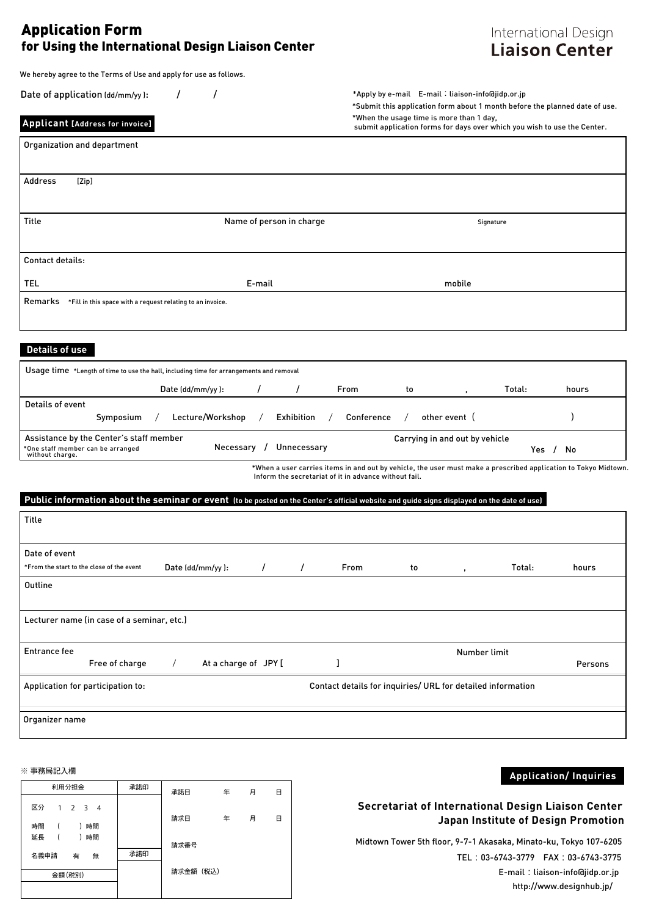# Application Form
## for Using the International Design Liaison Center

International Design **Liaison Center**

We hereby agree to the Terms of Use and apply for use as follows.

Date of application (dd/mm/yy): / /

*Apply by e-mail E-mail：liaison-info@jidp.or.jp
*Submit this application form about 1 month before the planned date of use.
*When the usage time is more than 1 day, submit application forms for days over which you wish to use the Center.

**Applicant [Address for invoice]**

| | | |
|---|---|---|
| Organization and department | | |
| Address [Zip] | | |
| Title | Name of person in charge | Signature |
| Contact details: TEL | E-mail | mobile |
| Remarks *Fill in this space with a request relating to an invoice. | | |

**Details of use**

| | |
|---|---|
| Usage time *Length of time to use the hall, including time for arrangements and removal | Date (dd/mm/yy): / / From to , Total: hours |
| Details of event | Symposium / Lecture/Workshop / Exhibition / Conference / other event ( ) |
| Assistance by the Center's staff member *One staff member can be arranged without charge. | Necessary / Unnecessary |
| Carrying in and out by vehicle | Yes / No |

*When a user carries items in and out by vehicle, the user must make a prescribed application to Tokyo Midtown. Inform the secretariat of it in advance without fail.

**Public information about the seminar or event (to be posted on the Center's official website and guide signs displayed on the date of use)**

| | |
|---|---|
| Title | |
| Date of event *From the start to the close of the event | Date (dd/mm/yy): / / From to , Total: hours |
| Outline | |
| Lecturer name (in case of a seminar, etc.) | |
| Entrance fee | Free of charge / At a charge of JPY [ ] |
| Number limit | Persons |
| Application for participation to: | Contact details for inquiries/ URL for detailed information |
| Organizer name | |

※ 事務局記入欄

| 利用分担金 | 承諾印 | | | | |
|---|---|---|---|---|---|
| 区分 1 2 3 4 | | 承諾日 | 年 | 月 | 日 |
| 時間 ( ) 時間 | | 請求日 | 年 | 月 | 日 |
| 延長 ( ) 時間 | | 請求番号 | | | |
| 名義申請 有 無 | 承諾印 | 請求金額（税込） | | | |
| 金額（税別） | | | | | |

**Application/ Inquiries**

**Secretariat of International Design Liaison Center**
**Japan Institute of Design Promotion**

Midtown Tower 5th floor, 9-7-1 Akasaka, Minato-ku, Tokyo 107-6205
TEL：03-6743-3779 FAX：03-6743-3775
E-mail：liaison-info@jidp.or.jp
http://www.designhub.jp/